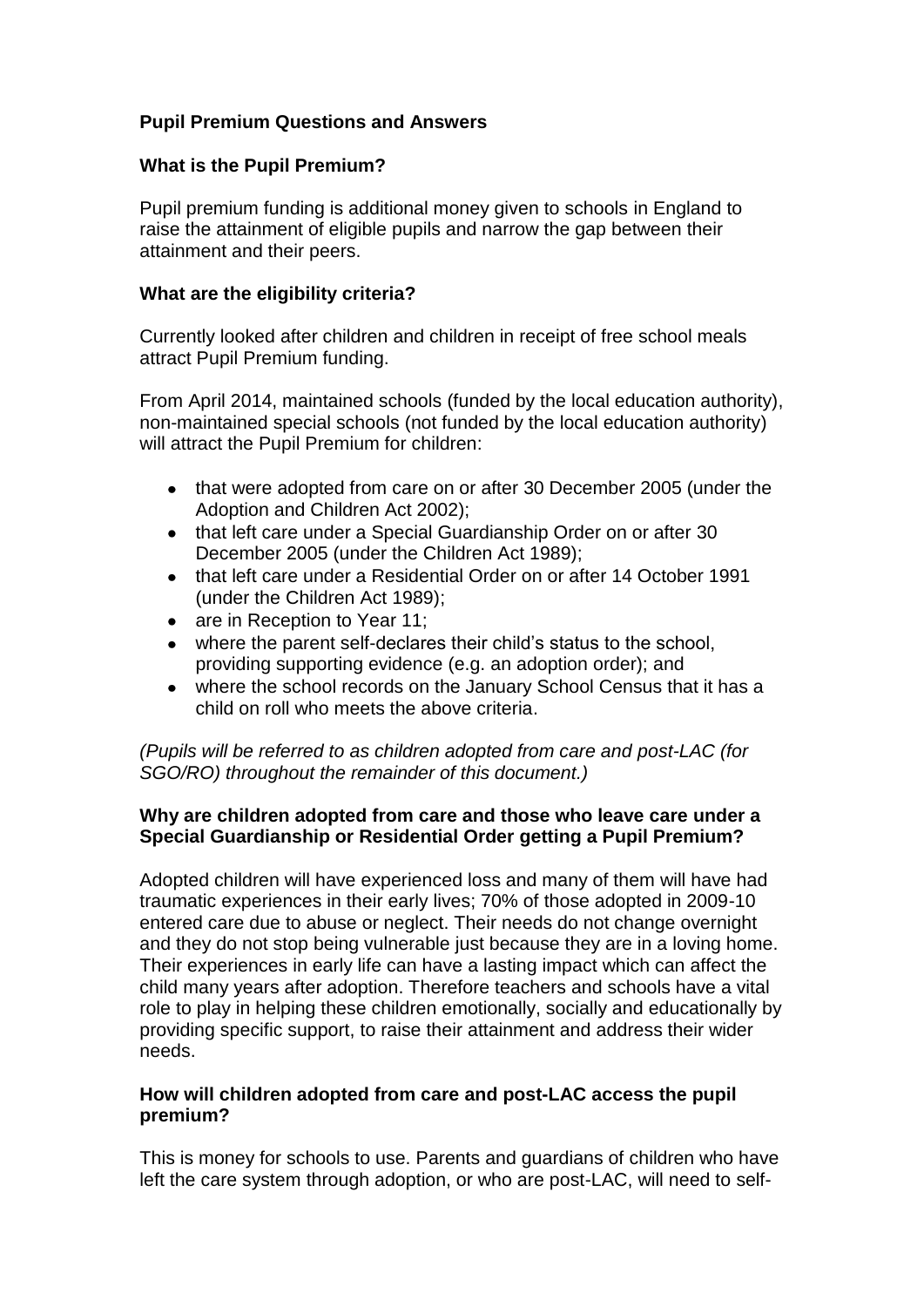**Pupil Premium Questions and Answers**

**What is the Pupil Premium?**

Pupil premium funding is additional money given to schools in England to raise the attainment of eligible pupils and narrow the gap between their attainment and their peers.

**What are the eligibility criteria?**

Currently looked after children and children in receipt of free school meals attract Pupil Premium funding.

From April 2014, maintained schools (funded by the local education authority), non-maintained special schools (not funded by the local education authority) will attract the Pupil Premium for children:

- that were adopted from care on or after 30 December 2005 (under the Adoption and Children Act 2002);
- that left care under a Special Guardianship Order on or after 30 December 2005 (under the Children Act 1989);
- that left care under a Residential Order on or after 14 October 1991 (under the Children Act 1989);
- are in Reception to Year 11;
- where the parent self-declares their child's status to the school, providing supporting evidence (e.g. an adoption order); and
- where the school records on the January School Census that it has a child on roll who meets the above criteria.

*(Pupils will be referred to as children adopted from care and post-LAC (for SGO/RO) throughout the remainder of this document.)*

**Why are children adopted from care and those who leave care under a Special Guardianship or Residential Order getting a Pupil Premium?**

Adopted children will have experienced loss and many of them will have had traumatic experiences in their early lives; 70% of those adopted in 2009-10 entered care due to abuse or neglect. Their needs do not change overnight and they do not stop being vulnerable just because they are in a loving home. Their experiences in early life can have a lasting impact which can affect the child many years after adoption. Therefore teachers and schools have a vital role to play in helping these children emotionally, socially and educationally by providing specific support, to raise their attainment and address their wider needs.

**How will children adopted from care and post-LAC access the pupil premium?**

This is money for schools to use. Parents and guardians of children who have left the care system through adoption, or who are post-LAC, will need to self-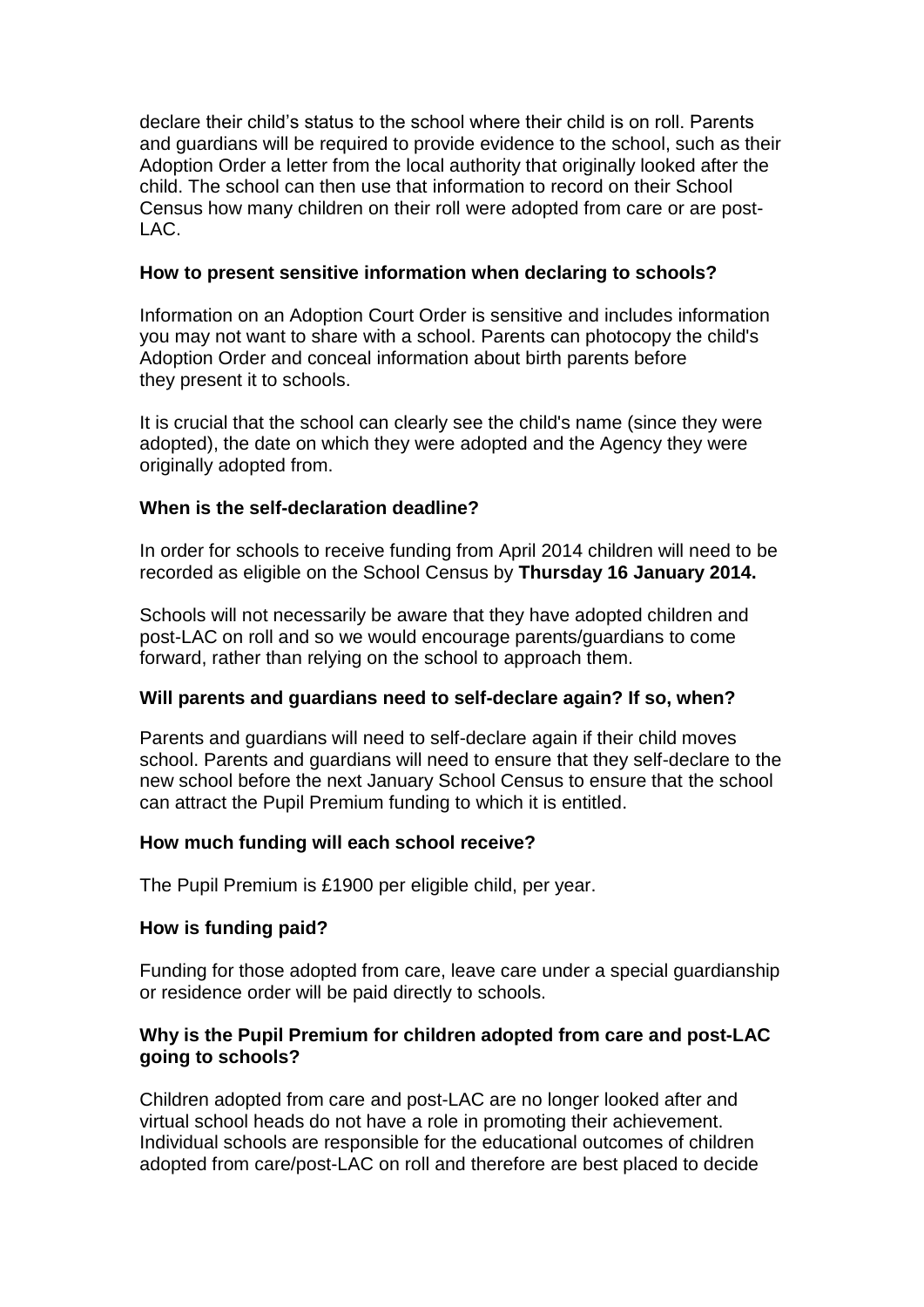declare their child's status to the school where their child is on roll. Parents and guardians will be required to provide evidence to the school, such as their Adoption Order a letter from the local authority that originally looked after the child. The school can then use that information to record on their School Census how many children on their roll were adopted from care or are post-LAC.

**How to present sensitive information when declaring to schools?**

Information on an Adoption Court Order is sensitive and includes information you may not want to share with a school. Parents can photocopy the child's Adoption Order and conceal information about birth parents before they present it to schools.

It is crucial that the school can clearly see the child's name (since they were adopted), the date on which they were adopted and the Agency they were originally adopted from.

**When is the self-declaration deadline?**

In order for schools to receive funding from April 2014 children will need to be recorded as eligible on the School Census by **Thursday 16 January 2014.**

Schools will not necessarily be aware that they have adopted children and post-LAC on roll and so we would encourage parents/guardians to come forward, rather than relying on the school to approach them.

**Will parents and guardians need to self-declare again? If so, when?**

Parents and guardians will need to self-declare again if their child moves school. Parents and guardians will need to ensure that they self-declare to the new school before the next January School Census to ensure that the school can attract the Pupil Premium funding to which it is entitled.

**How much funding will each school receive?**

The Pupil Premium is £1900 per eligible child, per year.

**How is funding paid?**

Funding for those adopted from care, leave care under a special guardianship or residence order will be paid directly to schools.

**Why is the Pupil Premium for children adopted from care and post-LAC going to schools?**

Children adopted from care and post-LAC are no longer looked after and virtual school heads do not have a role in promoting their achievement. Individual schools are responsible for the educational outcomes of children adopted from care/post-LAC on roll and therefore are best placed to decide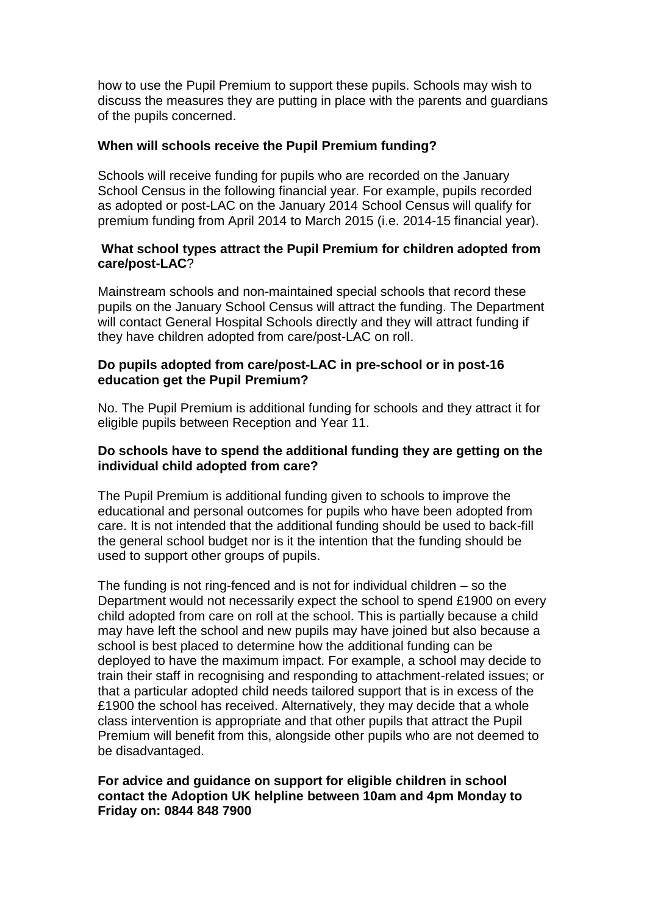how to use the Pupil Premium to support these pupils. Schools may wish to discuss the measures they are putting in place with the parents and guardians of the pupils concerned.

**When will schools receive the Pupil Premium funding?**

Schools will receive funding for pupils who are recorded on the January School Census in the following financial year. For example, pupils recorded as adopted or post-LAC on the January 2014 School Census will qualify for premium funding from April 2014 to March 2015 (i.e. 2014-15 financial year).

**What school types attract the Pupil Premium for children adopted from care/post-LAC**?

Mainstream schools and non-maintained special schools that record these pupils on the January School Census will attract the funding. The Department will contact General Hospital Schools directly and they will attract funding if they have children adopted from care/post-LAC on roll.

**Do pupils adopted from care/post-LAC in pre-school or in post-16 education get the Pupil Premium?**

No. The Pupil Premium is additional funding for schools and they attract it for eligible pupils between Reception and Year 11.

**Do schools have to spend the additional funding they are getting on the individual child adopted from care?**

The Pupil Premium is additional funding given to schools to improve the educational and personal outcomes for pupils who have been adopted from care. It is not intended that the additional funding should be used to back-fill the general school budget nor is it the intention that the funding should be used to support other groups of pupils.

The funding is not ring-fenced and is not for individual children – so the Department would not necessarily expect the school to spend £1900 on every child adopted from care on roll at the school. This is partially because a child may have left the school and new pupils may have joined but also because a school is best placed to determine how the additional funding can be deployed to have the maximum impact. For example, a school may decide to train their staff in recognising and responding to attachment-related issues; or that a particular adopted child needs tailored support that is in excess of the £1900 the school has received. Alternatively, they may decide that a whole class intervention is appropriate and that other pupils that attract the Pupil Premium will benefit from this, alongside other pupils who are not deemed to be disadvantaged.

**For advice and guidance on support for eligible children in school contact the Adoption UK helpline between 10am and 4pm Monday to Friday on: 0844 848 7900**